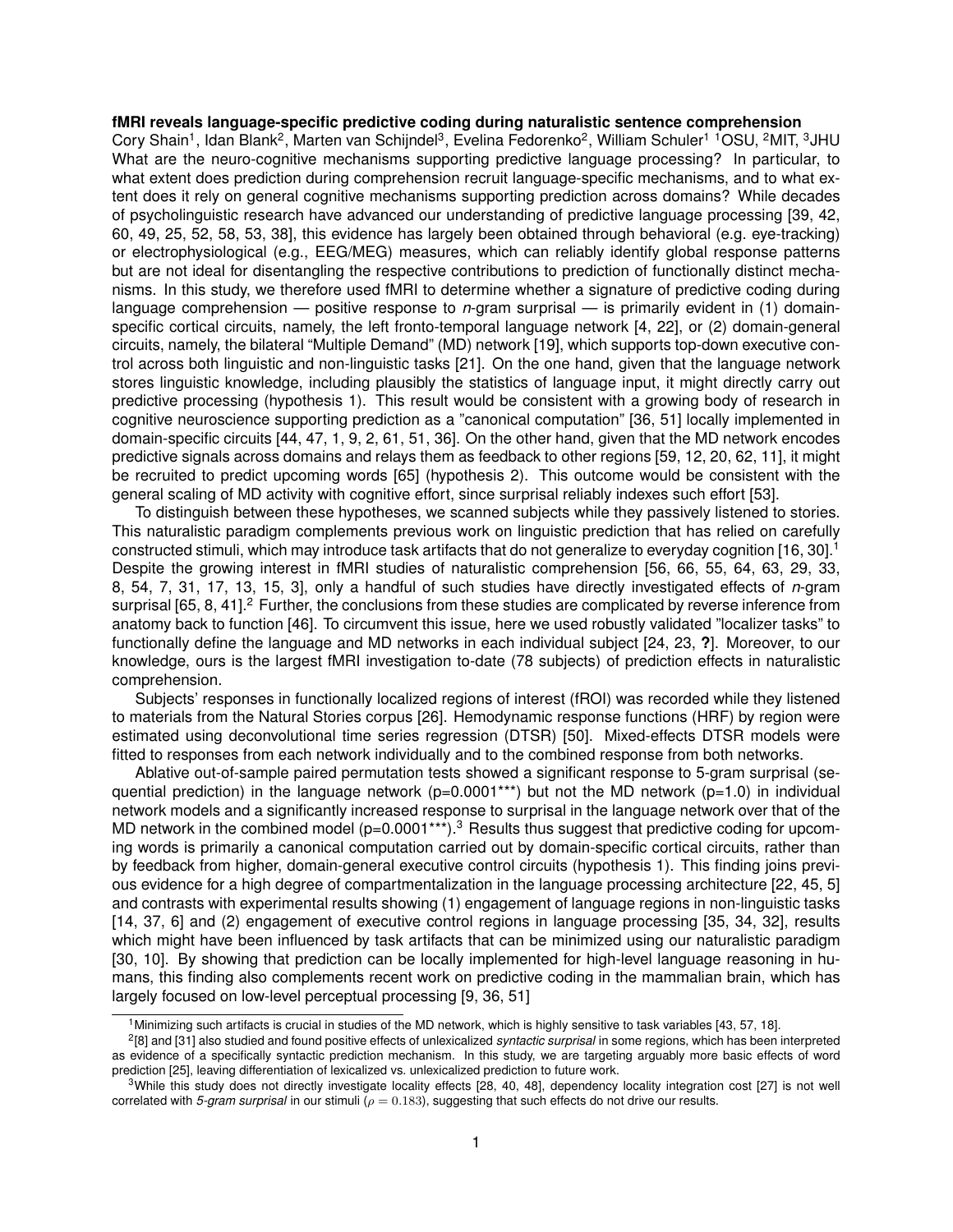**fMRI reveals language-specific predictive coding during naturalistic sentence comprehension**

Cory Shain[1], Idan Blank[2], Marten van Schijndel[3], Evelina Fedorenko[2], William Schuler[1] [1]OSU, [2]MIT, [3]JHU

What are the neuro-cognitive mechanisms supporting predictive language processing? In particular, to what extent does prediction during comprehension recruit language-specific mechanisms, and to what extent does it rely on general cognitive mechanisms supporting prediction across domains? While decades of psycholinguistic research have advanced our understanding of predictive language processing [39, 42, 60, 49, 25, 52, 58, 53, 38], this evidence has largely been obtained through behavioral (e.g. eye-tracking) or electrophysiological (e.g., EEG/MEG) measures, which can reliably identify global response patterns but are not ideal for disentangling the respective contributions to prediction of functionally distinct mechanisms. In this study, we therefore used fMRI to determine whether a signature of predictive coding during language comprehension — positive response to *n*-gram surprisal — is primarily evident in (1) domain-specific cortical circuits, namely, the left fronto-temporal language network [4, 22], or (2) domain-general circuits, namely, the bilateral "Multiple Demand" (MD) network [19], which supports top-down executive control across both linguistic and non-linguistic tasks [21]. On the one hand, given that the language network stores linguistic knowledge, including plausibly the statistics of language input, it might directly carry out predictive processing (hypothesis 1). This result would be consistent with a growing body of research in cognitive neuroscience supporting prediction as a "canonical computation" [36, 51] locally implemented in domain-specific circuits [44, 47, 1, 9, 2, 61, 51, 36]. On the other hand, given that the MD network encodes predictive signals across domains and relays them as feedback to other regions [59, 12, 20, 62, 11], it might be recruited to predict upcoming words [65] (hypothesis 2). This outcome would be consistent with the general scaling of MD activity with cognitive effort, since surprisal reliably indexes such effort [53].

To distinguish between these hypotheses, we scanned subjects while they passively listened to stories. This naturalistic paradigm complements previous work on linguistic prediction that has relied on carefully constructed stimuli, which may introduce task artifacts that do not generalize to everyday cognition [16, 30].[1] Despite the growing interest in fMRI studies of naturalistic comprehension [56, 66, 55, 64, 63, 29, 33, 8, 54, 7, 31, 17, 13, 15, 3], only a handful of such studies have directly investigated effects of *n*-gram surprisal [65, 8, 41].[2] Further, the conclusions from these studies are complicated by reverse inference from anatomy back to function [46]. To circumvent this issue, here we used robustly validated "localizer tasks" to functionally define the language and MD networks in each individual subject [24, 23, **?**]. Moreover, to our knowledge, ours is the largest fMRI investigation to-date (78 subjects) of prediction effects in naturalistic comprehension.

Subjects' responses in functionally localized regions of interest (fROI) was recorded while they listened to materials from the Natural Stories corpus [26]. Hemodynamic response functions (HRF) by region were estimated using deconvolutional time series regression (DTSR) [50]. Mixed-effects DTSR models were fitted to responses from each network individually and to the combined response from both networks.

Ablative out-of-sample paired permutation tests showed a significant response to 5-gram surprisal (sequential prediction) in the language network (p=0.0001***) but not the MD network (p=1.0) in individual network models and a significantly increased response to surprisal in the language network over that of the MD network in the combined model (p=0.0001***).[3] Results thus suggest that predictive coding for upcoming words is primarily a canonical computation carried out by domain-specific cortical circuits, rather than by feedback from higher, domain-general executive control circuits (hypothesis 1). This finding joins previous evidence for a high degree of compartmentalization in the language processing architecture [22, 45, 5] and contrasts with experimental results showing (1) engagement of language regions in non-linguistic tasks [14, 37, 6] and (2) engagement of executive control regions in language processing [35, 34, 32], results which might have been influenced by task artifacts that can be minimized using our naturalistic paradigm [30, 10]. By showing that prediction can be locally implemented for high-level language reasoning in humans, this finding also complements recent work on predictive coding in the mammalian brain, which has largely focused on low-level perceptual processing [9, 36, 51]

[1] Minimizing such artifacts is crucial in studies of the MD network, which is highly sensitive to task variables [43, 57, 18].

[2] [8] and [31] also studied and found positive effects of unlexicalized *syntactic surprisal* in some regions, which has been interpreted as evidence of a specifically syntactic prediction mechanism. In this study, we are targeting arguably more basic effects of word prediction [25], leaving differentiation of lexicalized vs. unlexicalized prediction to future work.

[3] While this study does not directly investigate locality effects [28, 40, 48], dependency locality integration cost [27] is not well correlated with *5-gram surprisal* in our stimuli ($\rho = 0.183$), suggesting that such effects do not drive our results.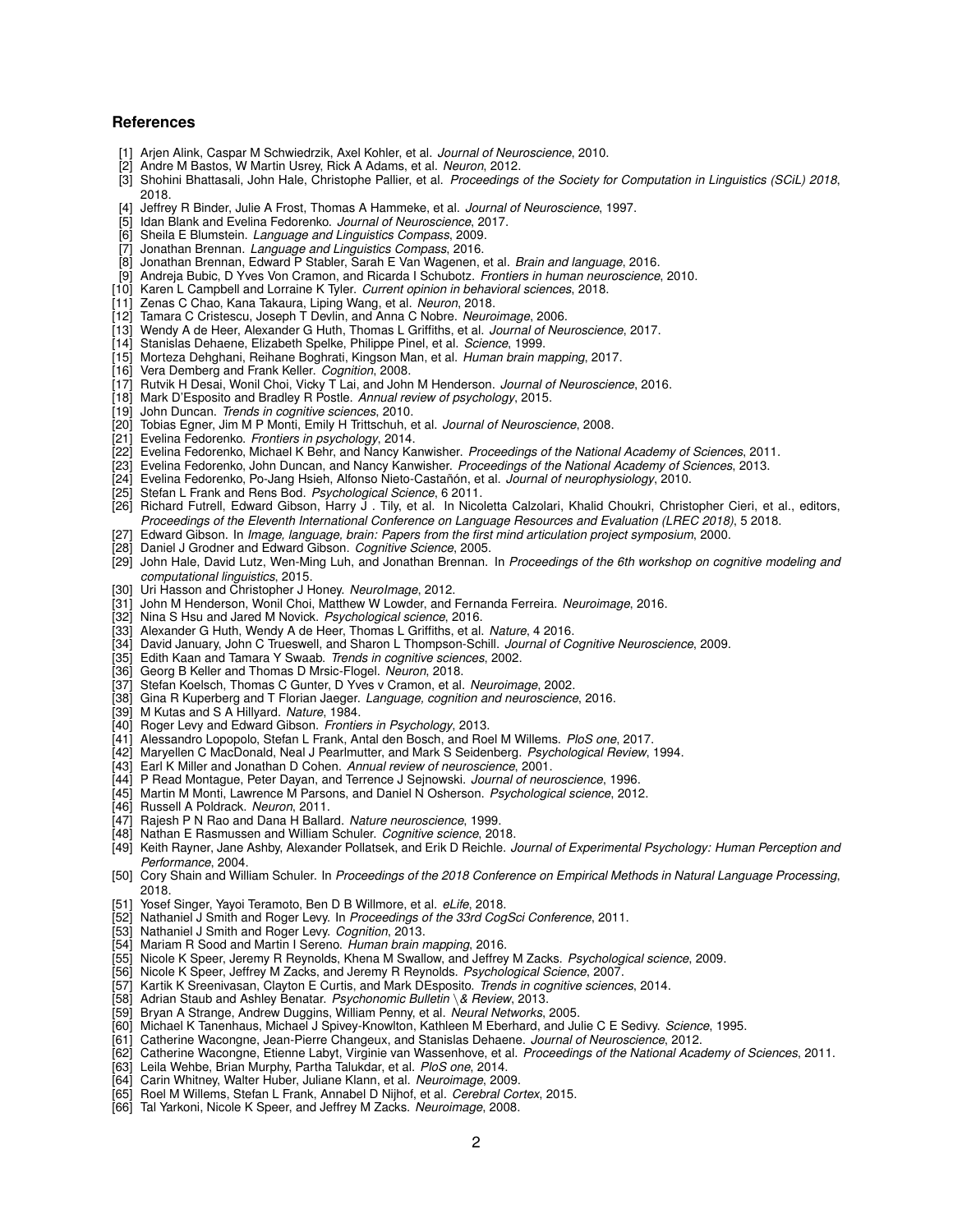### References

[1] Arjen Alink, Caspar M Schwiedrzik, Axel Kohler, et al. *Journal of Neuroscience*, 2010.
[2] Andre M Bastos, W Martin Usrey, Rick A Adams, et al. *Neuron*, 2012.
[3] Shohini Bhattasali, John Hale, Christophe Pallier, et al. *Proceedings of the Society for Computation in Linguistics (SCiL) 2018*, 2018.
[4] Jeffrey R Binder, Julie A Frost, Thomas A Hammeke, et al. *Journal of Neuroscience*, 1997.
[5] Idan Blank and Evelina Fedorenko. *Journal of Neuroscience*, 2017.
[6] Sheila E Blumstein. *Language and Linguistics Compass*, 2009.
[7] Jonathan Brennan. *Language and Linguistics Compass*, 2016.
[8] Jonathan Brennan, Edward P Stabler, Sarah E Van Wagenen, et al. *Brain and language*, 2016.
[9] Andreja Bubic, D Yves Von Cramon, and Ricarda I Schubotz. *Frontiers in human neuroscience*, 2010.
[10] Karen L Campbell and Lorraine K Tyler. *Current opinion in behavioral sciences*, 2018.
[11] Zenas C Chao, Kana Takaura, Liping Wang, et al. *Neuron*, 2018.
[12] Tamara C Cristescu, Joseph T Devlin, and Anna C Nobre. *Neuroimage*, 2006.
[13] Wendy A de Heer, Alexander G Huth, Thomas L Griffiths, et al. *Journal of Neuroscience*, 2017.
[14] Stanislas Dehaene, Elizabeth Spelke, Philippe Pinel, et al. *Science*, 1999.
[15] Morteza Dehghani, Reihane Boghrati, Kingson Man, et al. *Human brain mapping*, 2017.
[16] Vera Demberg and Frank Keller. *Cognition*, 2008.
[17] Rutvik H Desai, Wonil Choi, Vicky T Lai, and John M Henderson. *Journal of Neuroscience*, 2016.
[18] Mark D'Esposito and Bradley R Postle. *Annual review of psychology*, 2015.
[19] John Duncan. *Trends in cognitive sciences*, 2010.
[20] Tobias Egner, Jim M P Monti, Emily H Trittschuh, et al. *Journal of Neuroscience*, 2008.
[21] Evelina Fedorenko. *Frontiers in psychology*, 2014.
[22] Evelina Fedorenko, Michael K Behr, and Nancy Kanwisher. *Proceedings of the National Academy of Sciences*, 2011.
[23] Evelina Fedorenko, John Duncan, and Nancy Kanwisher. *Proceedings of the National Academy of Sciences*, 2013.
[24] Evelina Fedorenko, Po-Jang Hsieh, Alfonso Nieto-Castañón, et al. *Journal of neurophysiology*, 2010.
[25] Stefan L Frank and Rens Bod. *Psychological Science*, 6 2011.
[26] Richard Futrell, Edward Gibson, Harry J . Tily, et al. In Nicoletta Calzolari, Khalid Choukri, Christopher Cieri, et al., editors, *Proceedings of the Eleventh International Conference on Language Resources and Evaluation (LREC 2018)*, 5 2018.
[27] Edward Gibson. In *Image, language, brain: Papers from the first mind articulation project symposium*, 2000.
[28] Daniel J Grodner and Edward Gibson. *Cognitive Science*, 2005.
[29] John Hale, David Lutz, Wen-Ming Luh, and Jonathan Brennan. In *Proceedings of the 6th workshop on cognitive modeling and computational linguistics*, 2015.
[30] Uri Hasson and Christopher J Honey. *NeuroImage*, 2012.
[31] John M Henderson, Wonil Choi, Matthew W Lowder, and Fernanda Ferreira. *Neuroimage*, 2016.
[32] Nina S Hsu and Jared M Novick. *Psychological science*, 2016.
[33] Alexander G Huth, Wendy A de Heer, Thomas L Griffiths, et al. *Nature*, 4 2016.
[34] David January, John C Trueswell, and Sharon L Thompson-Schill. *Journal of Cognitive Neuroscience*, 2009.
[35] Edith Kaan and Tamara Y Swaab. *Trends in cognitive sciences*, 2002.
[36] Georg B Keller and Thomas D Mrsic-Flogel. *Neuron*, 2018.
[37] Stefan Koelsch, Thomas C Gunter, D Yves v Cramon, et al. *Neuroimage*, 2002.
[38] Gina R Kuperberg and T Florian Jaeger. *Language, cognition and neuroscience*, 2016.
[39] M Kutas and S A Hillyard. *Nature*, 1984.
[40] Roger Levy and Edward Gibson. *Frontiers in Psychology*, 2013.
[41] Alessandro Lopopolo, Stefan L Frank, Antal den Bosch, and Roel M Willems. *PloS one*, 2017.
[42] Maryellen C MacDonald, Neal J Pearlmutter, and Mark S Seidenberg. *Psychological Review*, 1994.
[43] Earl K Miller and Jonathan D Cohen. *Annual review of neuroscience*, 2001.
[44] P Read Montague, Peter Dayan, and Terrence J Sejnowski. *Journal of neuroscience*, 1996.
[45] Martin M Monti, Lawrence M Parsons, and Daniel N Osherson. *Psychological science*, 2012.
[46] Russell A Poldrack. *Neuron*, 2011.
[47] Rajesh P N Rao and Dana H Ballard. *Nature neuroscience*, 1999.
[48] Nathan E Rasmussen and William Schuler. *Cognitive science*, 2018.
[49] Keith Rayner, Jane Ashby, Alexander Pollatsek, and Erik D Reichle. *Journal of Experimental Psychology: Human Perception and Performance*, 2004.
[50] Cory Shain and William Schuler. In *Proceedings of the 2018 Conference on Empirical Methods in Natural Language Processing*, 2018.
[51] Yosef Singer, Yayoi Teramoto, Ben D B Willmore, et al. *eLife*, 2018.
[52] Nathaniel J Smith and Roger Levy. In *Proceedings of the 33rd CogSci Conference*, 2011.
[53] Nathaniel J Smith and Roger Levy. *Cognition*, 2013.
[54] Mariam R Sood and Martin I Sereno. *Human brain mapping*, 2016.
[55] Nicole K Speer, Jeremy R Reynolds, Khena M Swallow, and Jeffrey M Zacks. *Psychological science*, 2009.
[56] Nicole K Speer, Jeffrey M Zacks, and Jeremy R Reynolds. *Psychological Science*, 2007.
[57] Kartik K Sreenivasan, Clayton E Curtis, and Mark DEsposito. *Trends in cognitive sciences*, 2014.
[58] Adrian Staub and Ashley Benatar. *Psychonomic Bulletin \& Review*, 2013.
[59] Bryan A Strange, Andrew Duggins, William Penny, et al. *Neural Networks*, 2005.
[60] Michael K Tanenhaus, Michael J Spivey-Knowlton, Kathleen M Eberhard, and Julie C E Sedivy. *Science*, 1995.
[61] Catherine Wacongne, Jean-Pierre Changeux, and Stanislas Dehaene. *Journal of Neuroscience*, 2012.
[62] Catherine Wacongne, Etienne Labyt, Virginie van Wassenhove, et al. *Proceedings of the National Academy of Sciences*, 2011.
[63] Leila Wehbe, Brian Murphy, Partha Talukdar, et al. *PloS one*, 2014.
[64] Carin Whitney, Walter Huber, Juliane Klann, et al. *Neuroimage*, 2009.
[65] Roel M Willems, Stefan L Frank, Annabel D Nijhof, et al. *Cerebral Cortex*, 2015.
[66] Tal Yarkoni, Nicole K Speer, and Jeffrey M Zacks. *Neuroimage*, 2008.